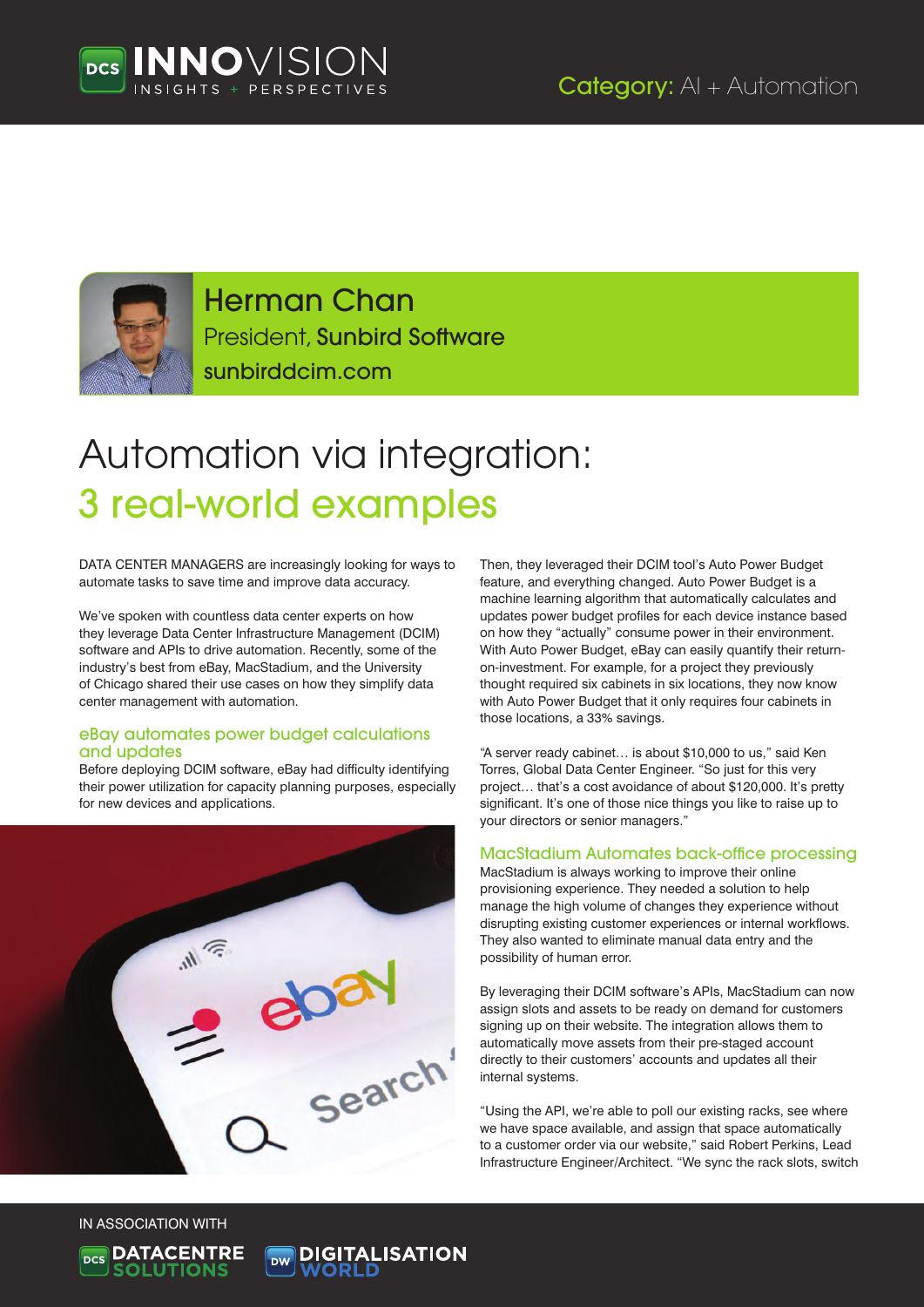Category: AI + Automation

**Herman Chan**
President, **Sunbird Software**
sunbirddcim.com

# Automation via integration: 3 real-world examples

DATA CENTER MANAGERS are increasingly looking for ways to automate tasks to save time and improve data accuracy.

We've spoken with countless data center experts on how they leverage Data Center Infrastructure Management (DCIM) software and APIs to drive automation. Recently, some of the industry's best from eBay, MacStadium, and the University of Chicago shared their use cases on how they simplify data center management with automation.

## eBay automates power budget calculations and updates

Before deploying DCIM software, eBay had difficulty identifying their power utilization for capacity planning purposes, especially for new devices and applications.

Then, they leveraged their DCIM tool's Auto Power Budget feature, and everything changed. Auto Power Budget is a machine learning algorithm that automatically calculates and updates power budget profiles for each device instance based on how they "actually" consume power in their environment. With Auto Power Budget, eBay can easily quantify their return-on-investment. For example, for a project they previously thought required six cabinets in six locations, they now know with Auto Power Budget that it only requires four cabinets in those locations, a 33% savings.

"A server ready cabinet… is about $10,000 to us," said Ken Torres, Global Data Center Engineer. "So just for this very project… that's a cost avoidance of about $120,000. It's pretty significant. It's one of those nice things you like to raise up to your directors or senior managers."

## MacStadium Automates back-office processing

MacStadium is always working to improve their online provisioning experience. They needed a solution to help manage the high volume of changes they experience without disrupting existing customer experiences or internal workflows. They also wanted to eliminate manual data entry and the possibility of human error.

By leveraging their DCIM software's APIs, MacStadium can now assign slots and assets to be ready on demand for customers signing up on their website. The integration allows them to automatically move assets from their pre-staged account directly to their customers' accounts and updates all their internal systems.

"Using the API, we're able to poll our existing racks, see where we have space available, and assign that space automatically to a customer order via our website," said Robert Perkins, Lead Infrastructure Engineer/Architect. "We sync the rack slots, switch

IN ASSOCIATION WITH
DATACENTRE SOLUTIONS
DIGITALISATION WORLD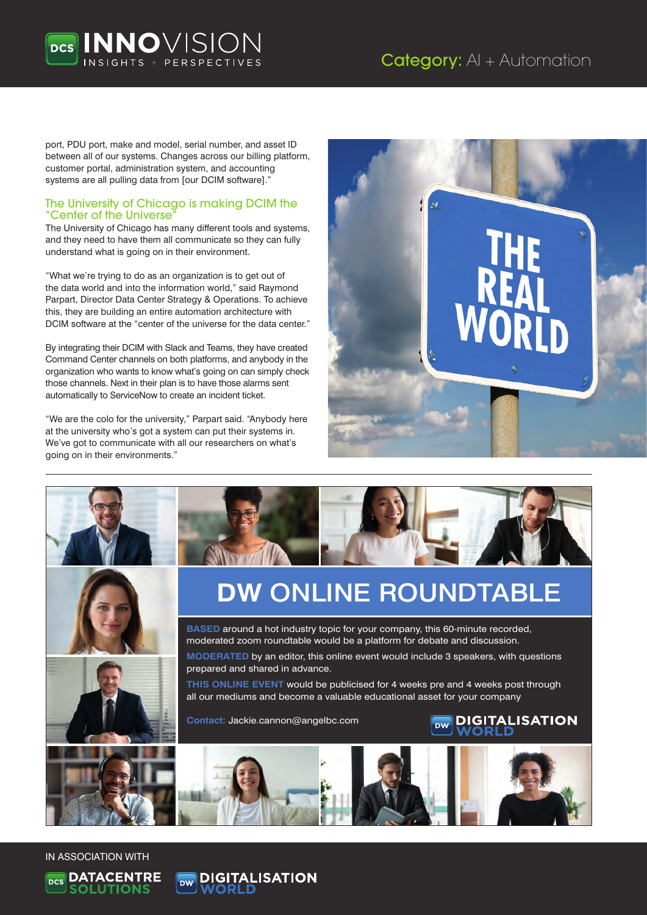port, PDU port, make and model, and asset ID between all of our systems. Changes across our billing platform, customer portal, administration system, and accounting systems are all pulling data from [our DCIM software]."

## The University of Chicago is making DCIM the "Center of the Universe"

The University of Chicago has many different tools and systems, and they need to have them all communicate so they can fully understand what is going on in their environment.

"What we're trying to do as an organization is to get out of the data world and into the information world," said Raymond Parpart, Director Data Center Strategy & Operations. To achieve this, they are building an entire automation architecture with DCIM software at the "center of the universe for the data center."

By integrating their DCIM with Slack and Teams, they have created Command Center channels on both platforms, and anybody in the organization who wants to know what's going on can simply check those channels. Next in their plan is to have those alarms sent automatically to ServiceNow to create an incident ticket.

"We are the colo for the university," Parpart said. "Anybody here at the university who's got a system can put their systems in. We've got to communicate with all our researchers on what's going on in their environments."

## DW ONLINE ROUNDTABLE

**BASED** around a hot industry topic for your company, this 60-minute recorded, moderated zoom roundtable would be a platform for debate and discussion.

**MODERATED** by an editor, this online event would include 3 speakers, with questions prepared and shared in advance.

**THIS ONLINE EVENT** would be publicised for 4 weeks pre and 4 weeks post through all our mediums and become a valuable educational asset for your company

**Contact:** Jackie.cannon@angelbc.com

DIGITALISATION WORLD

IN ASSOCIATION WITH

DATACENTRE SOLUTIONS

DIGITALISATION WORLD